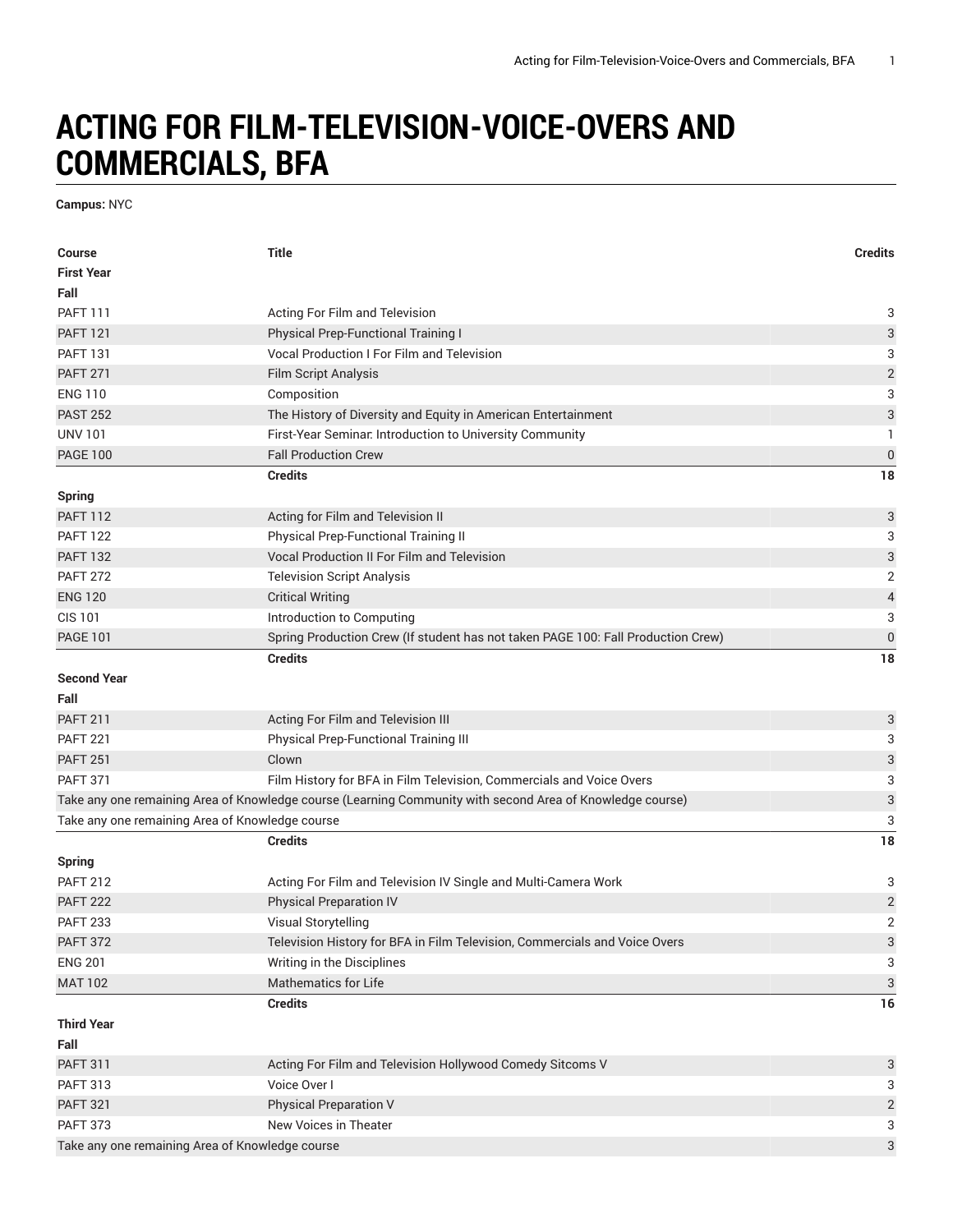# ACTING FOR FILM-TELEVISION-VOICE-OVERS AND COMMERCIALS, BFA

**Campus:** NYC

| Course | Title | Credits |
|---|---|---|
| **First Year** | | |
| **Fall** | | |
| PAFT 111 | Acting For Film and Television | 3 |
| PAFT 121 | Physical Prep-Functional Training I | 3 |
| PAFT 131 | Vocal Production I For Film and Television | 3 |
| PAFT 271 | Film Script Analysis | 2 |
| ENG 110 | Composition | 3 |
| PAST 252 | The History of Diversity and Equity in American Entertainment | 3 |
| UNV 101 | First-Year Seminar: Introduction to University Community | 1 |
| PAGE 100 | Fall Production Crew | 0 |
| | **Credits** | **18** |
| **Spring** | | |
| PAFT 112 | Acting for Film and Television II | 3 |
| PAFT 122 | Physical Prep-Functional Training II | 3 |
| PAFT 132 | Vocal Production II For Film and Television | 3 |
| PAFT 272 | Television Script Analysis | 2 |
| ENG 120 | Critical Writing | 4 |
| CIS 101 | Introduction to Computing | 3 |
| PAGE 101 | Spring Production Crew (If student has not taken PAGE 100: Fall Production Crew) | 0 |
| | **Credits** | **18** |
| **Second Year** | | |
| **Fall** | | |
| PAFT 211 | Acting For Film and Television III | 3 |
| PAFT 221 | Physical Prep-Functional Training III | 3 |
| PAFT 251 | Clown | 3 |
| PAFT 371 | Film History for BFA in Film Television, Commercials and Voice Overs | 3 |
| Take any one remaining Area of Knowledge course (Learning Community with second Area of Knowledge course) | | 3 |
| Take any one remaining Area of Knowledge course | | 3 |
| | **Credits** | **18** |
| **Spring** | | |
| PAFT 212 | Acting For Film and Television IV Single and Multi-Camera Work | 3 |
| PAFT 222 | Physical Preparation IV | 2 |
| PAFT 233 | Visual Storytelling | 2 |
| PAFT 372 | Television History for BFA in Film Television, Commercials and Voice Overs | 3 |
| ENG 201 | Writing in the Disciplines | 3 |
| MAT 102 | Mathematics for Life | 3 |
| | **Credits** | **16** |
| **Third Year** | | |
| **Fall** | | |
| PAFT 311 | Acting For Film and Television Hollywood Comedy Sitcoms V | 3 |
| PAFT 313 | Voice Over I | 3 |
| PAFT 321 | Physical Preparation V | 2 |
| PAFT 373 | New Voices in Theater | 3 |
| Take any one remaining Area of Knowledge course | | 3 |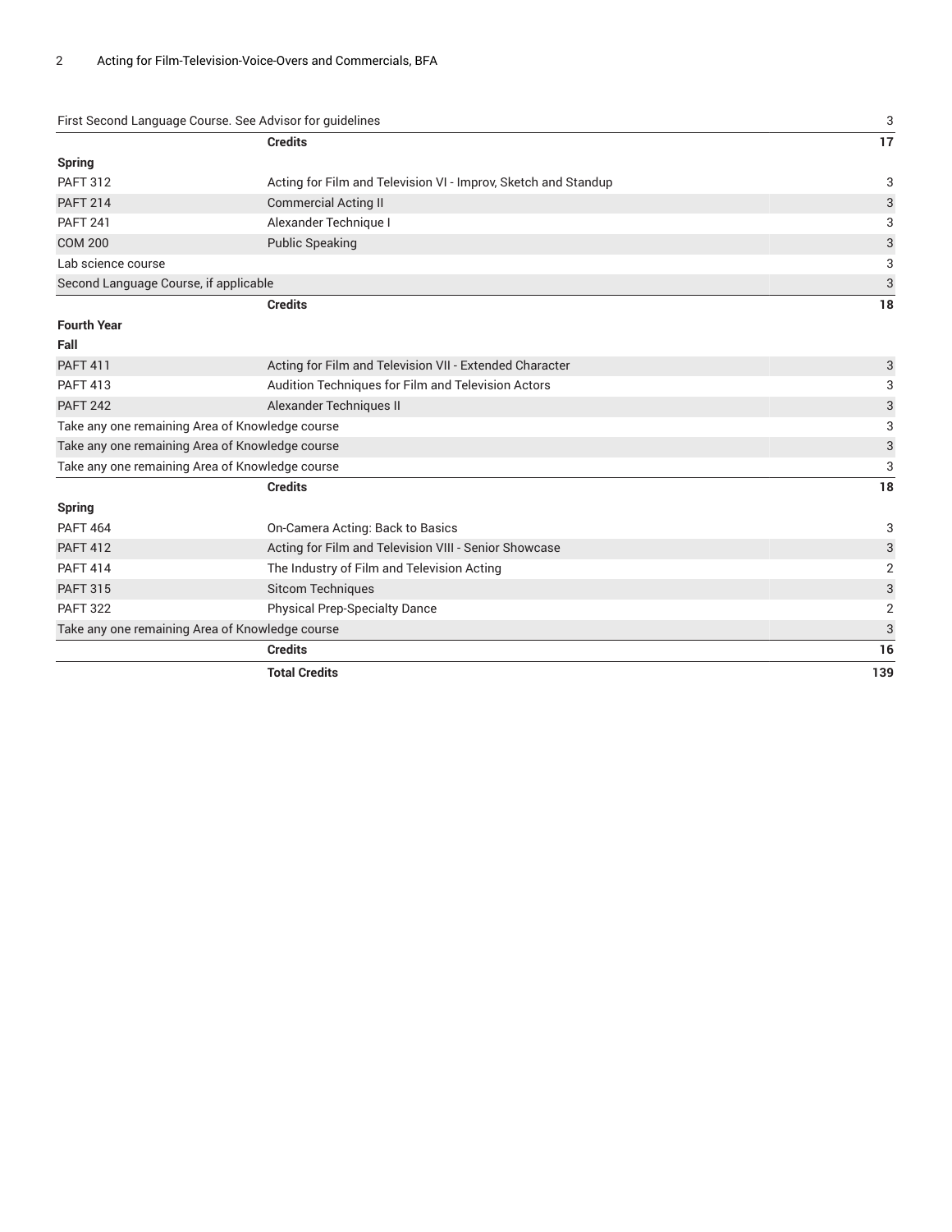| | | |
|---|---|---|
| First Second Language Course. See Advisor for guidelines | | 3 |
| | **Credits** | **17** |
| **Spring** | | |
| PAFT 312 | Acting for Film and Television VI - Improv, Sketch and Standup | 3 |
| PAFT 214 | Commercial Acting II | 3 |
| PAFT 241 | Alexander Technique I | 3 |
| COM 200 | Public Speaking | 3 |
| Lab science course | | 3 |
| Second Language Course, if applicable | | 3 |
| | **Credits** | **18** |
| **Fourth Year** | | |
| **Fall** | | |
| PAFT 411 | Acting for Film and Television VII - Extended Character | 3 |
| PAFT 413 | Audition Techniques for Film and Television Actors | 3 |
| PAFT 242 | Alexander Techniques II | 3 |
| Take any one remaining Area of Knowledge course | | 3 |
| Take any one remaining Area of Knowledge course | | 3 |
| Take any one remaining Area of Knowledge course | | 3 |
| | **Credits** | **18** |
| **Spring** | | |
| PAFT 464 | On-Camera Acting: Back to Basics | 3 |
| PAFT 412 | Acting for Film and Television VIII - Senior Showcase | 3 |
| PAFT 414 | The Industry of Film and Television Acting | 2 |
| PAFT 315 | Sitcom Techniques | 3 |
| PAFT 322 | Physical Prep-Specialty Dance | 2 |
| Take any one remaining Area of Knowledge course | | 3 |
| | **Credits** | **16** |
| | **Total Credits** | **139** |